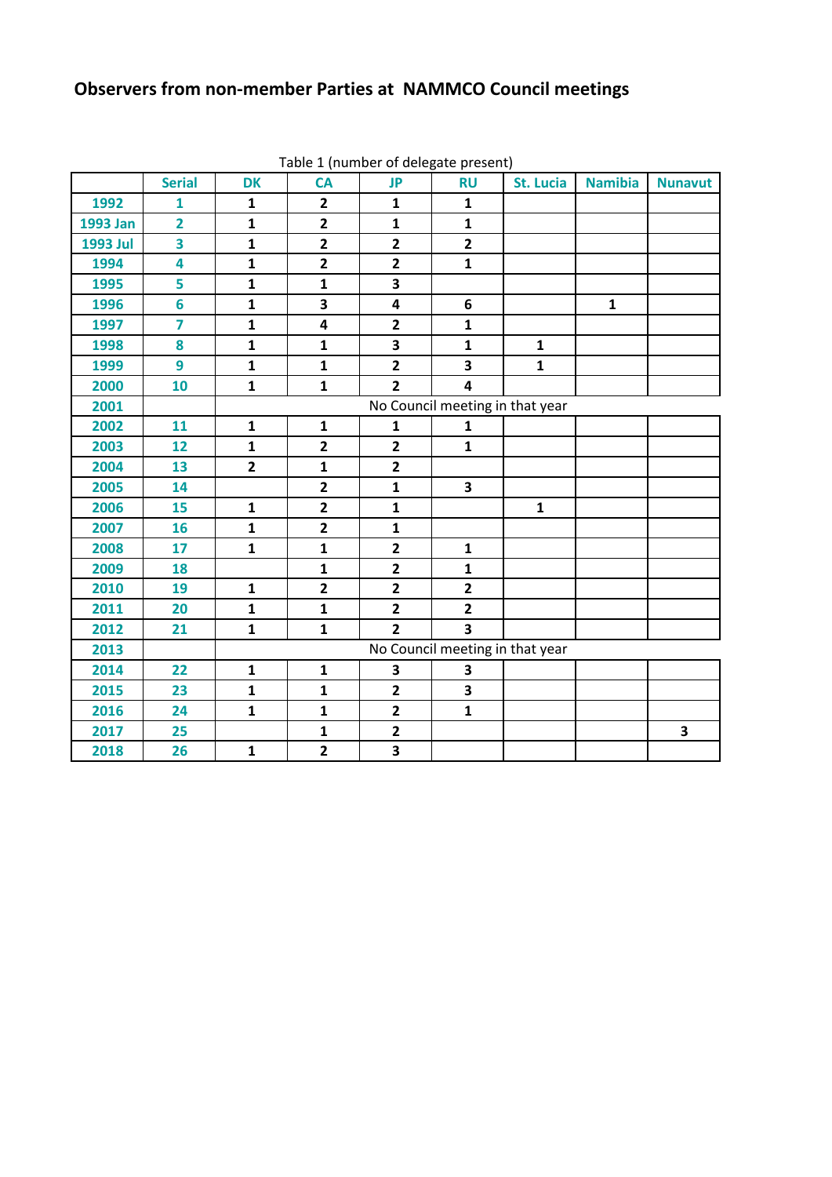## Observers from non-member Parties at NAMMCO Council meetings

Table 1 (number of delegate present)

| | Serial | DK | CA | JP | RU | St. Lucia | Namibia | Nunavut |
|---|---|---|---|---|---|---|---|---|
| 1992 | 1 | 1 | 2 | 1 | 1 | | | |
| 1993 Jan | 2 | 1 | 2 | 1 | 1 | | | |
| 1993 Jul | 3 | 1 | 2 | 2 | 2 | | | |
| 1994 | 4 | 1 | 2 | 2 | 1 | | | |
| 1995 | 5 | 1 | 1 | 3 | | | | |
| 1996 | 6 | 1 | 3 | 4 | 6 | | 1 | |
| 1997 | 7 | 1 | 4 | 2 | 1 | | | |
| 1998 | 8 | 1 | 1 | 3 | 1 | 1 | | |
| 1999 | 9 | 1 | 1 | 2 | 3 | 1 | | |
| 2000 | 10 | 1 | 1 | 2 | 4 | | | |
| 2001 | | No Council meeting in that year | | | | | | |
| 2002 | 11 | 1 | 1 | 1 | 1 | | | |
| 2003 | 12 | 1 | 2 | 2 | 1 | | | |
| 2004 | 13 | 2 | 1 | 2 | | | | |
| 2005 | 14 | | 2 | 1 | 3 | | | |
| 2006 | 15 | 1 | 2 | 1 | | 1 | | |
| 2007 | 16 | 1 | 2 | 1 | | | | |
| 2008 | 17 | 1 | 1 | 2 | 1 | | | |
| 2009 | 18 | | 1 | 2 | 1 | | | |
| 2010 | 19 | 1 | 2 | 2 | 2 | | | |
| 2011 | 20 | 1 | 1 | 2 | 2 | | | |
| 2012 | 21 | 1 | 1 | 2 | 3 | | | |
| 2013 | | No Council meeting in that year | | | | | | |
| 2014 | 22 | 1 | 1 | 3 | 3 | | | |
| 2015 | 23 | 1 | 1 | 2 | 3 | | | |
| 2016 | 24 | 1 | 1 | 2 | 1 | | | |
| 2017 | 25 | | 1 | 2 | | | | 3 |
| 2018 | 26 | 1 | 2 | 3 | | | | |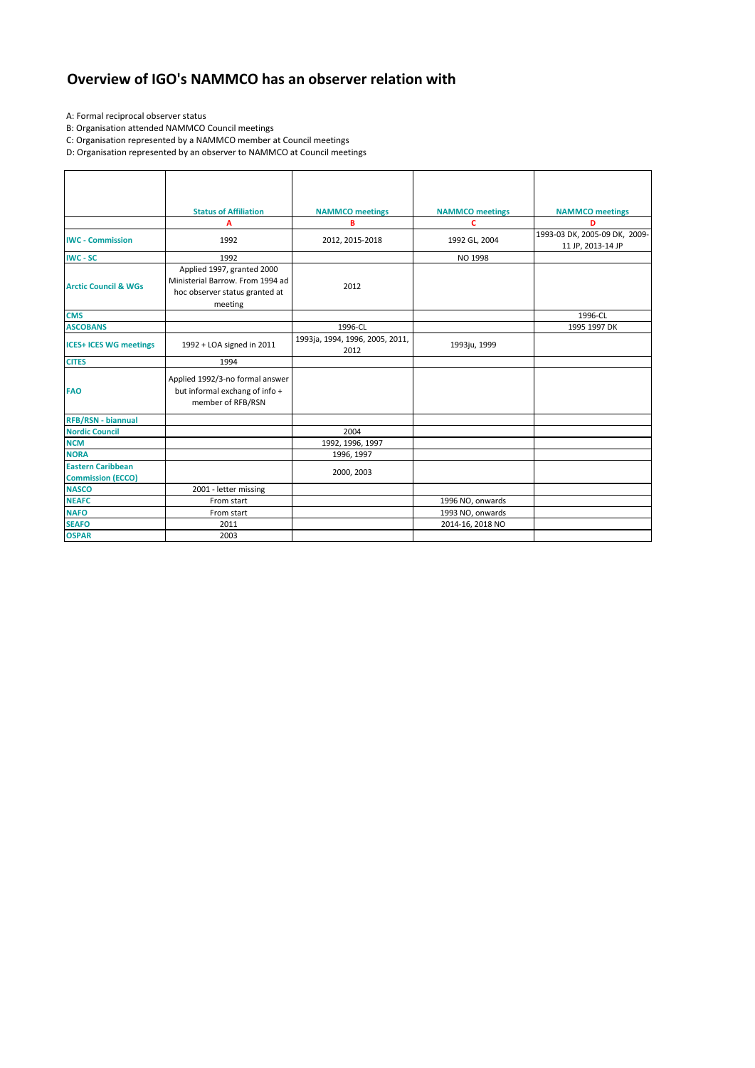# Overview of IGO's NAMMCO has an observer relation with

A: Formal reciprocal observer status

B: Organisation attended NAMMCO Council meetings

C: Organisation represented by a NAMMCO member at Council meetings

D: Organisation represented by an observer to NAMMCO at Council meetings

| | Status of Affiliation | NAMMCO meetings | NAMMCO meetings | NAMMCO meetings |
|---|---|---|---|---|
| | A | B | C | D |
| IWC - Commission | 1992 | 2012, 2015-2018 | 1992 GL, 2004 | 1993-03 DK, 2005-09 DK, 2009-11 JP, 2013-14 JP |
| IWC - SC | 1992 | | NO 1998 | |
| Arctic Council & WGs | Applied 1997, granted 2000 Ministerial Barrow. From 1994 ad hoc observer status granted at meeting | 2012 | | |
| CMS | | | | 1996-CL |
| ASCOBANS | | 1996-CL | | 1995 1997 DK |
| ICES+ ICES WG meetings | 1992 + LOA signed in 2011 | 1993ja, 1994, 1996, 2005, 2011, 2012 | 1993ju, 1999 | |
| CITES | 1994 | | | |
| FAO | Applied 1992/3-no formal answer but informal exchang of info + member of RFB/RSN | | | |
| RFB/RSN - biannual | | | | |
| Nordic Council | | 2004 | | |
| NCM | | 1992, 1996, 1997 | | |
| NORA | | 1996, 1997 | | |
| Eastern Caribbean Commission (ECCO) | | 2000, 2003 | | |
| NASCO | 2001 - letter missing | | | |
| NEAFC | From start | | 1996 NO, onwards | |
| NAFO | From start | | 1993 NO, onwards | |
| SEAFO | 2011 | | 2014-16, 2018 NO | |
| OSPAR | 2003 | | | |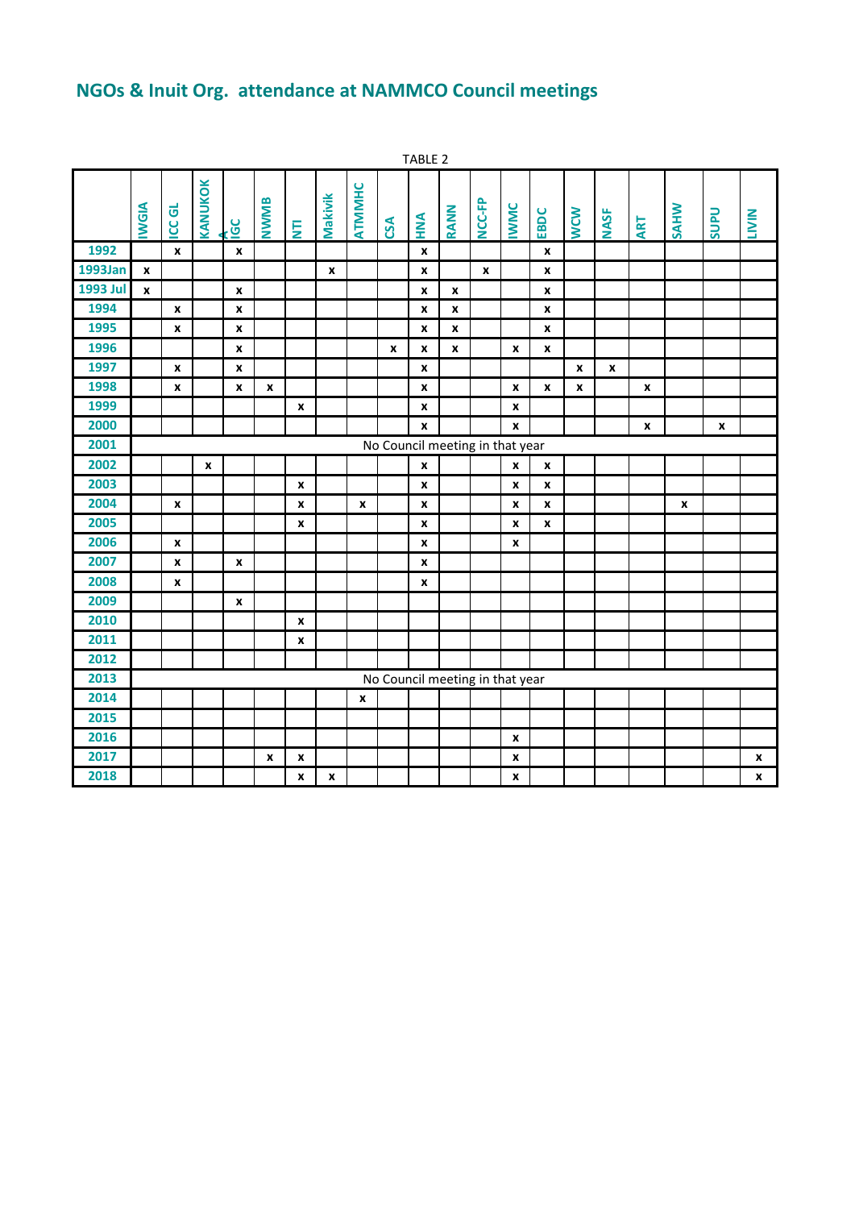# NGOs & Inuit Org. attendance at NAMMCO Council meetings

TABLE 2

| | IWGIA | ICC GL | KANUKOKA | IGC | NWMB | NTI | Makivik | ATMMHC | CSA | HNA | RANN | NCC-FP | IWMC | EBDC | WCW | NASF | ART | SAHW | SUPU | LIVIN |
|---|---|---|---|---|---|---|---|---|---|---|---|---|---|---|---|---|---|---|---|---|
| 1992 | | x | | x | | | | | | x | | | | x | | | | | | |
| 1993Jan | x | | | | | | x | | | x | | x | | x | | | | | | |
| 1993 Jul | x | | | x | | | | | | x | x | | | x | | | | | | |
| 1994 | | x | | x | | | | | | x | x | | | x | | | | | | |
| 1995 | | x | | x | | | | | | x | x | | | x | | | | | | |
| 1996 | | | | x | | | | | x | x | x | | x | x | | | | | | |
| 1997 | | x | | x | | | | | | x | | | | | x | x | | | | |
| 1998 | | x | | x | x | | | | | x | | | x | x | x | | x | | | |
| 1999 | | | | | | x | | | | x | | | x | | | | | | | |
| 2000 | | | | | | | | | | x | | | x | | | | x | | x | |
| 2001 | No Council meeting in that year | | | | | | | | | | | | | | | | | | | |
| 2002 | | | x | | | | | | | x | | | x | x | | | | | | |
| 2003 | | | | | | x | | | | x | | | x | x | | | | | | |
| 2004 | | x | | | | x | | x | | x | | | x | x | | | | x | | |
| 2005 | | | | | | x | | | | x | | | x | x | | | | | | |
| 2006 | | x | | | | | | | | x | | | x | | | | | | | |
| 2007 | | x | | x | | | | | | x | | | | | | | | | | |
| 2008 | | x | | | | | | | | x | | | | | | | | | | |
| 2009 | | | | x | | | | | | | | | | | | | | | | |
| 2010 | | | | | | x | | | | | | | | | | | | | | |
| 2011 | | | | | | x | | | | | | | | | | | | | | |
| 2012 | | | | | | | | | | | | | | | | | | | | |
| 2013 | No Council meeting in that year | | | | | | | | | | | | | | | | | | | |
| 2014 | | | | | | | | x | | | | | | | | | | | | |
| 2015 | | | | | | | | | | | | | | | | | | | | |
| 2016 | | | | | | | | | | | | | x | | | | | | | |
| 2017 | | | | | x | x | | | | | | | x | | | | | | | x |
| 2018 | | | | | | x | x | | | | | | x | | | | | | | x |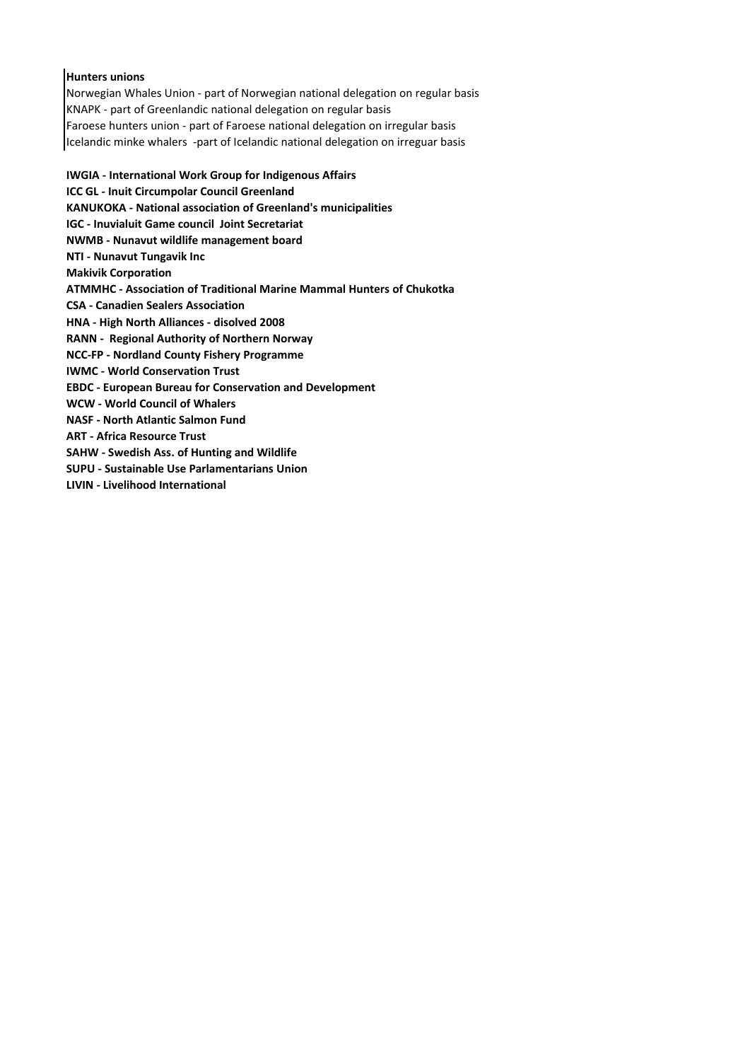**Hunters unions**

Norwegian Whales Union - part of Norwegian national delegation on regular basis
KNAPK - part of Greenlandic national delegation on regular basis
Faroese hunters union - part of Faroese national delegation on irregular basis
Icelandic minke whalers -part of Icelandic national delegation on irreguar basis

**IWGIA - International Work Group for Indigenous Affairs**
**ICC GL - Inuit Circumpolar Council Greenland**
**KANUKOKA - National association of Greenland's municipalities**
**IGC - Inuvialuit Game council Joint Secretariat**
**NWMB - Nunavut wildlife management board**
**NTI - Nunavut Tungavik Inc**
**Makivik Corporation**
**ATMMHC - Association of Traditional Marine Mammal Hunters of Chukotka**
**CSA - Canadien Sealers Association**
**HNA - High North Alliances - disolved 2008**
**RANN - Regional Authority of Northern Norway**
**NCC-FP - Nordland County Fishery Programme**
**IWMC - World Conservation Trust**
**EBDC - European Bureau for Conservation and Development**
**WCW - World Council of Whalers**
**NASF - North Atlantic Salmon Fund**
**ART - Africa Resource Trust**
**SAHW - Swedish Ass. of Hunting and Wildlife**
**SUPU - Sustainable Use Parlamentarians Union**
**LIVIN - Livelihood International**